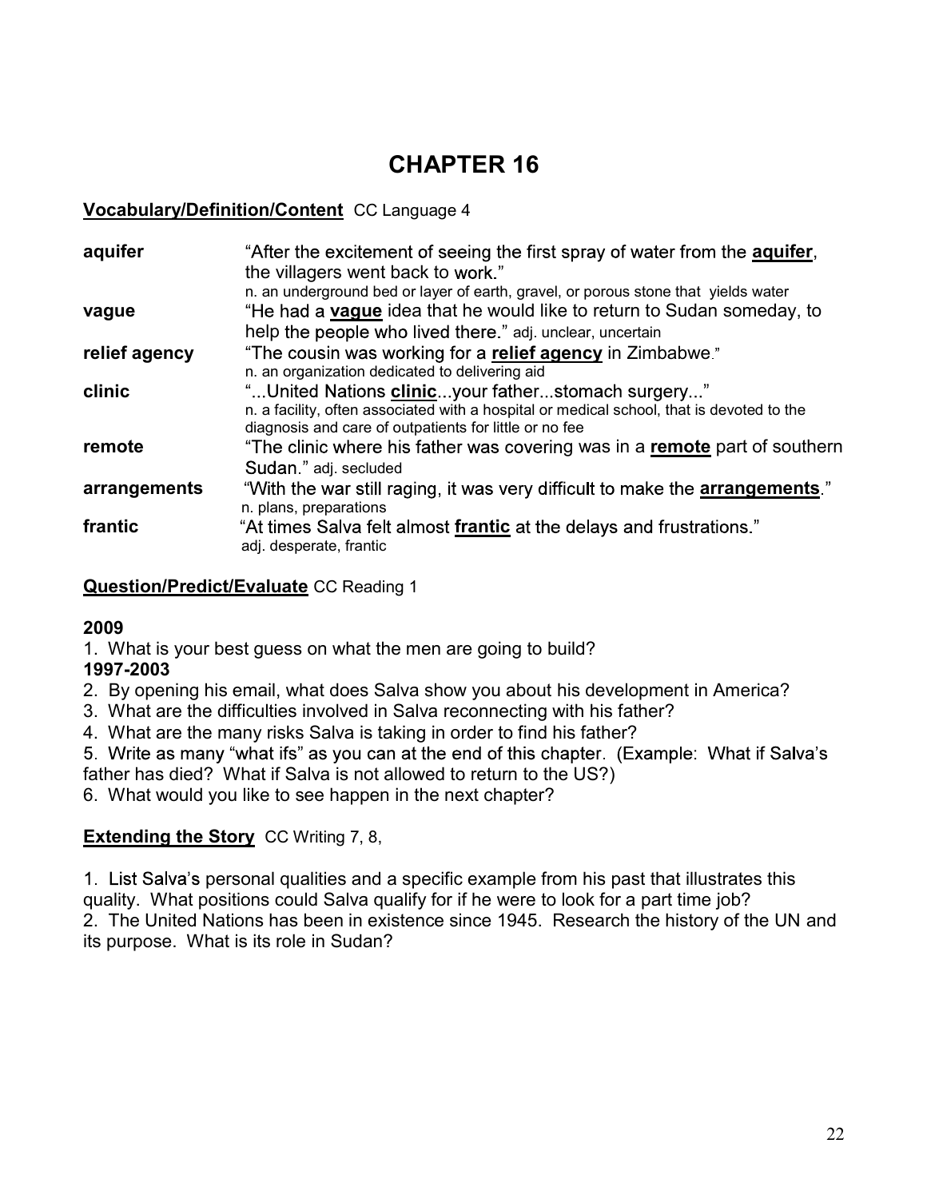# CHAPTER 16

**<u>Vocabulary/Definition/Content</u>** CC Language 4

| | |
|---|---|
| **aquifer** | "After the excitement of seeing the first spray of water from the **<u>aquifer</u>**, the villagers went back to work." n. an underground bed or layer of earth, gravel, or porous stone that yields water |
| **vague** | "He had a **<u>vague</u>** idea that he would like to return to Sudan someday, to help the people who lived there." adj. unclear, uncertain |
| **relief agency** | "The cousin was working for a **<u>relief agency</u>** in Zimbabwe." n. an organization dedicated to delivering aid |
| **clinic** | "...United Nations **<u>clinic</u>**...your father...stomach surgery..." n. a facility, often associated with a hospital or medical school, that is devoted to the diagnosis and care of outpatients for little or no fee |
| **remote** | "The clinic where his father was covering was in a **<u>remote</u>** part of southern Sudan." adj. secluded |
| **arrangements** | "With the war still raging, it was very difficult to make the **<u>arrangements</u>**." n. plans, preparations |
| **frantic** | "At times Salva felt almost **<u>frantic</u>** at the delays and frustrations." adj. desperate, frantic |

**<u>Question/Predict/Evaluate</u>** CC Reading 1

**2009**

1. What is your best guess on what the men are going to build?

**1997-2003**

2. By opening his email, what does Salva show you about his development in America?
3. What are the difficulties involved in Salva reconnecting with his father?
4. What are the many risks Salva is taking in order to find his father?
5. Write as many "what ifs" as you can at the end of this chapter. (Example: What if Salva's father has died? What if Salva is not allowed to return to the US?)
6. What would you like to see happen in the next chapter?

**<u>Extending the Story</u>** CC Writing 7, 8,

1. List Salva's personal qualities and a specific example from his past that illustrates this quality. What positions could Salva qualify for if he were to look for a part time job?
2. The United Nations has been in existence since 1945. Research the history of the UN and its purpose. What is its role in Sudan?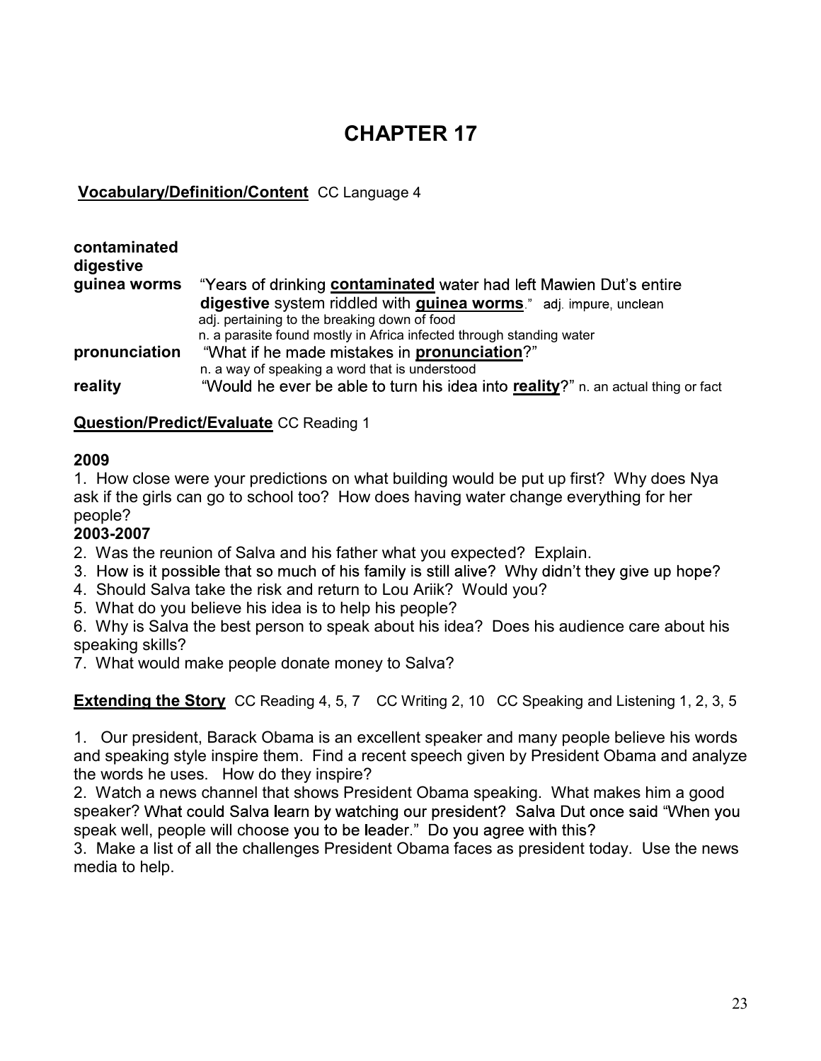# CHAPTER 17

**<u>Vocabulary/Definition/Content</u>** CC Language 4

**contaminated**
**digestive**
**guinea worms** "Years of drinking **<u>contaminated</u>** water had left Mawien Dut's entire **digestive** system riddled with **<u>guinea worms</u>**." adj. impure, unclean
adj. pertaining to the breaking down of food
n. a parasite found mostly in Africa infected through standing water

**pronunciation** "What if he made mistakes in **<u>pronunciation</u>**?"
n. a way of speaking a word that is understood

**reality** "Would he ever be able to turn his idea into **<u>reality</u>**?" n. an actual thing or fact

**<u>Question/Predict/Evaluate</u>** CC Reading 1

**2009**

1. How close were your predictions on what building would be put up first? Why does Nya ask if the girls can go to school too? How does having water change everything for her people?

**2003-2007**

2. Was the reunion of Salva and his father what you expected? Explain.
3. How is it possible that so much of his family is still alive? Why didn't they give up hope?
4. Should Salva take the risk and return to Lou Ariik? Would you?
5. What do you believe his idea is to help his people?
6. Why is Salva the best person to speak about his idea? Does his audience care about his speaking skills?
7. What would make people donate money to Salva?

**<u>Extending the Story</u>** CC Reading 4, 5, 7 CC Writing 2, 10 CC Speaking and Listening 1, 2, 3, 5

1. Our president, Barack Obama is an excellent speaker and many people believe his words and speaking style inspire them. Find a recent speech given by President Obama and analyze the words he uses. How do they inspire?
2. Watch a news channel that shows President Obama speaking. What makes him a good speaker? What could Salva learn by watching our president? Salva Dut once said "When you speak well, people will choose you to be leader." Do you agree with this?
3. Make a list of all the challenges President Obama faces as president today. Use the news media to help.